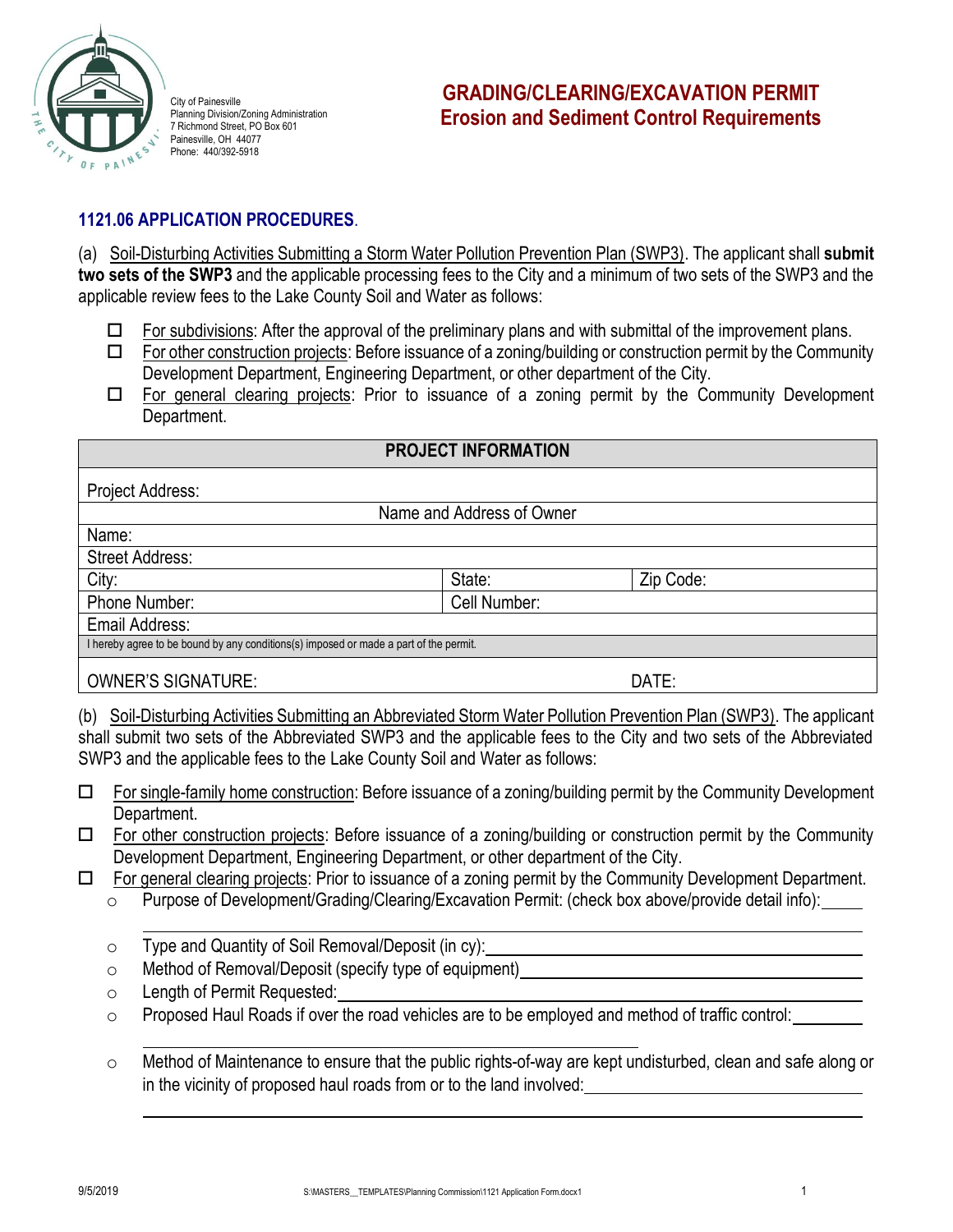City of Painesville
Planning Division/Zoning Administration
7 Richmond Street, PO Box 601
Painesville, OH 44077
Phone: 440/392-5918

# GRADING/CLEARING/EXCAVATION PERMIT
## Erosion and Sediment Control Requirements

### 1121.06 APPLICATION PROCEDURES.

(a) Soil-Disturbing Activities Submitting a Storm Water Pollution Prevention Plan (SWP3). The applicant shall **submit two sets of the SWP3** and the applicable processing fees to the City and a minimum of two sets of the SWP3 and the applicable review fees to the Lake County Soil and Water as follows:

- ☐ For subdivisions: After the approval of the preliminary plans and with submittal of the improvement plans.
- ☐ For other construction projects: Before issuance of a zoning/building or construction permit by the Community Development Department, Engineering Department, or other department of the City.
- ☐ For general clearing projects: Prior to issuance of a zoning permit by the Community Development Department.

| PROJECT INFORMATION | | |
|---|---|---|
| Project Address: | | |
| Name and Address of Owner | | |
| Name: | | |
| Street Address: | | |
| City: | State: | Zip Code: |
| Phone Number: | Cell Number: | |
| Email Address: | | |
| I hereby agree to be bound by any conditions(s) imposed or made a part of the permit. | | |
| OWNER'S SIGNATURE: | | DATE: |

(b) Soil-Disturbing Activities Submitting an Abbreviated Storm Water Pollution Prevention Plan (SWP3). The applicant shall submit two sets of the Abbreviated SWP3 and the applicable fees to the City and two sets of the Abbreviated SWP3 and the applicable fees to the Lake County Soil and Water as follows:

- ☐ For single-family home construction: Before issuance of a zoning/building permit by the Community Development Department.
- ☐ For other construction projects: Before issuance of a zoning/building or construction permit by the Community Development Department, Engineering Department, or other department of the City.
- ☐ For general clearing projects: Prior to issuance of a zoning permit by the Community Development Department.
  - Purpose of Development/Grading/Clearing/Excavation Permit: (check box above/provide detail info): \_\_\_\_\_
  - Type and Quantity of Soil Removal/Deposit (in cy): \_\_\_\_\_
  - Method of Removal/Deposit (specify type of equipment) \_\_\_\_\_
  - Length of Permit Requested: \_\_\_\_\_
  - Proposed Haul Roads if over the road vehicles are to be employed and method of traffic control: \_\_\_\_\_
  - Method of Maintenance to ensure that the public rights-of-way are kept undisturbed, clean and safe along or in the vicinity of proposed haul roads from or to the land involved: \_\_\_\_\_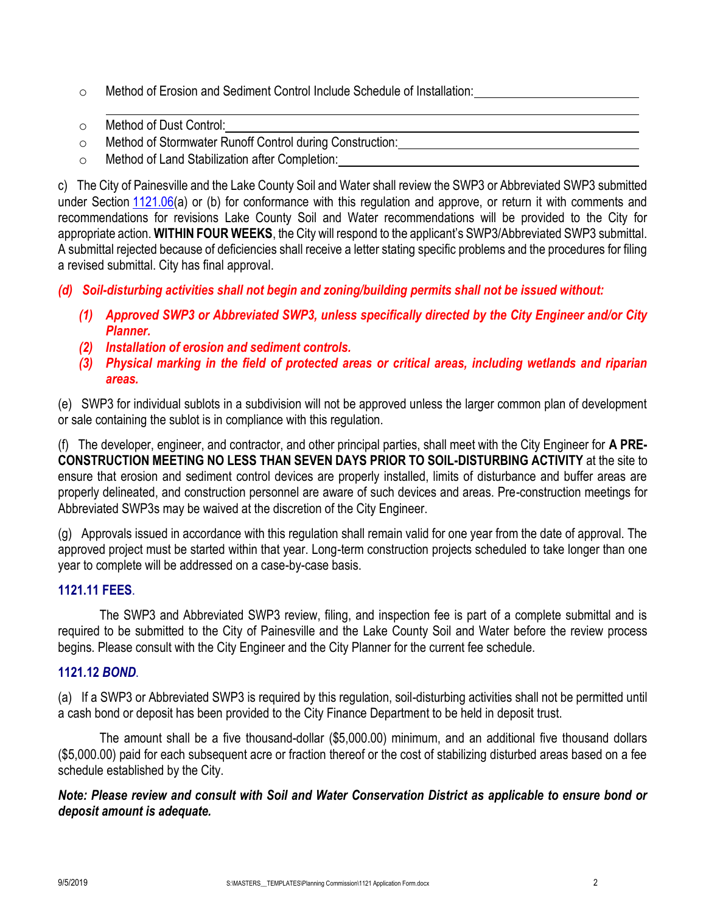- Method of Erosion and Sediment Control Include Schedule of Installation: ______________________
  ______________________________________________________________________________
- Method of Dust Control: ______________________________________________________
- Method of Stormwater Runoff Control during Construction: ______________________
- Method of Land Stabilization after Completion: ______________________________

c) The City of Painesville and the Lake County Soil and Water shall review the SWP3 or Abbreviated SWP3 submitted under Section 1121.06(a) or (b) for conformance with this regulation and approve, or return it with comments and recommendations for revisions Lake County Soil and Water recommendations will be provided to the City for appropriate action. **WITHIN FOUR WEEKS**, the City will respond to the applicant's SWP3/Abbreviated SWP3 submittal. A submittal rejected because of deficiencies shall receive a letter stating specific problems and the procedures for filing a revised submittal. City has final approval.

***(d) Soil-disturbing activities shall not begin and zoning/building permits shall not be issued without:***

> ***(1) Approved SWP3 or Abbreviated SWP3, unless specifically directed by the City Engineer and/or City Planner.***
>
> ***(2) Installation of erosion and sediment controls.***
>
> ***(3) Physical marking in the field of protected areas or critical areas, including wetlands and riparian areas.***

(e) SWP3 for individual sublots in a subdivision will not be approved unless the larger common plan of development or sale containing the sublot is in compliance with this regulation.

(f) The developer, engineer, and contractor, and other principal parties, shall meet with the City Engineer for **A PRE-CONSTRUCTION MEETING NO LESS THAN SEVEN DAYS PRIOR TO SOIL-DISTURBING ACTIVITY** at the site to ensure that erosion and sediment control devices are properly installed, limits of disturbance and buffer areas are properly delineated, and construction personnel are aware of such devices and areas. Pre-construction meetings for Abbreviated SWP3s may be waived at the discretion of the City Engineer.

(g) Approvals issued in accordance with this regulation shall remain valid for one year from the date of approval. The approved project must be started within that year. Long-term construction projects scheduled to take longer than one year to complete will be addressed on a case-by-case basis.

### 1121.11 FEES.

The SWP3 and Abbreviated SWP3 review, filing, and inspection fee is part of a complete submittal and is required to be submitted to the City of Painesville and the Lake County Soil and Water before the review process begins. Please consult with the City Engineer and the City Planner for the current fee schedule.

### 1121.12 *BOND*.

(a) If a SWP3 or Abbreviated SWP3 is required by this regulation, soil-disturbing activities shall not be permitted until a cash bond or deposit has been provided to the City Finance Department to be held in deposit trust.

The amount shall be a five thousand-dollar ($5,000.00) minimum, and an additional five thousand dollars ($5,000.00) paid for each subsequent acre or fraction thereof or the cost of stabilizing disturbed areas based on a fee schedule established by the City.

***Note: Please review and consult with Soil and Water Conservation District as applicable to ensure bond or deposit amount is adequate.***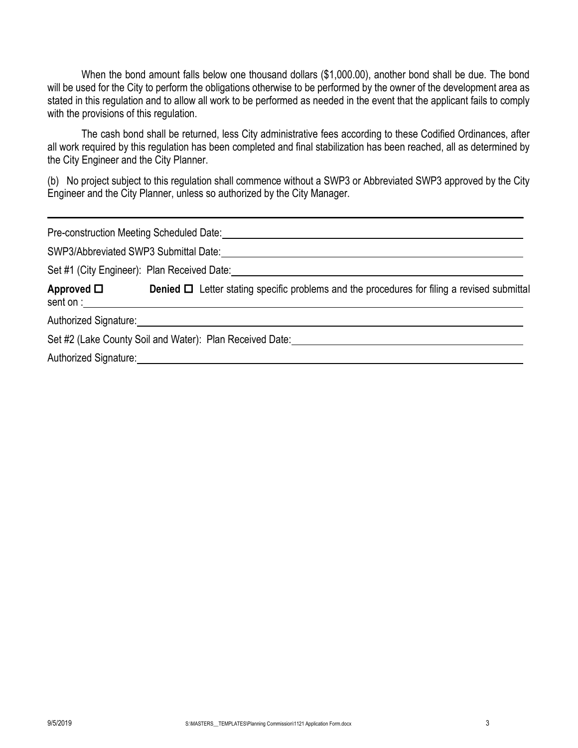When the bond amount falls below one thousand dollars ($1,000.00), another bond shall be due. The bond will be used for the City to perform the obligations otherwise to be performed by the owner of the development area as stated in this regulation and to allow all work to be performed as needed in the event that the applicant fails to comply with the provisions of this regulation.

The cash bond shall be returned, less City administrative fees according to these Codified Ordinances, after all work required by this regulation has been completed and final stabilization has been reached, all as determined by the City Engineer and the City Planner.

(b) No project subject to this regulation shall commence without a SWP3 or Abbreviated SWP3 approved by the City Engineer and the City Planner, unless so authorized by the City Manager.

---

Pre-construction Meeting Scheduled Date: ______________________

SWP3/Abbreviated SWP3 Submittal Date: ______________________

Set #1 (City Engineer): Plan Received Date: ______________________

**Approved** ☐ **Denied** ☐ Letter stating specific problems and the procedures for filing a revised submittal sent on : ______________________

Authorized Signature: ______________________

Set #2 (Lake County Soil and Water): Plan Received Date: ______________________

Authorized Signature: ______________________